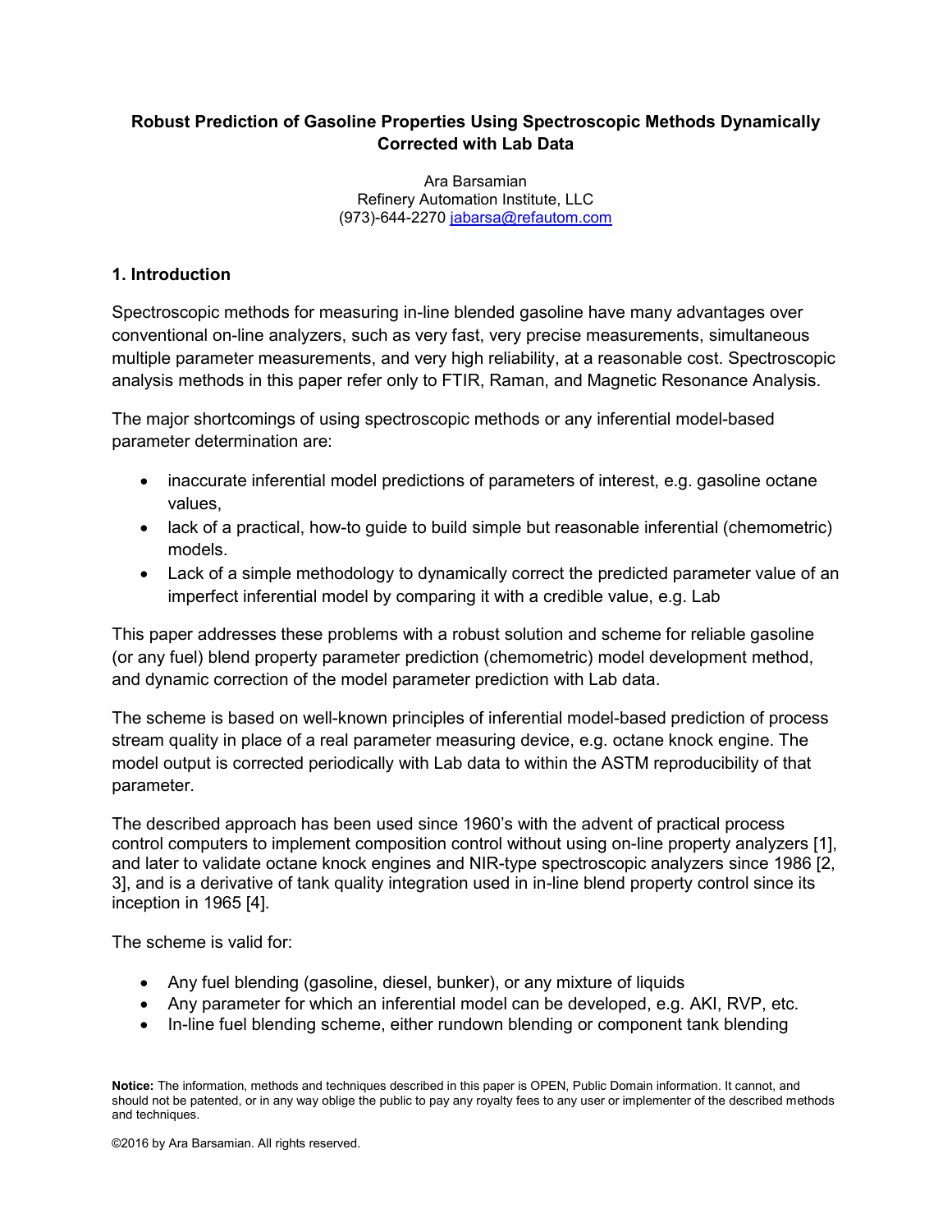# Robust Prediction of Gasoline Properties Using Spectroscopic Methods Dynamically Corrected with Lab Data

Ara Barsamian
Refinery Automation Institute, LLC
(973)-644-2270 jabarsa@refautom.com

## 1. Introduction

Spectroscopic methods for measuring in-line blended gasoline have many advantages over conventional on-line analyzers, such as very fast, very precise measurements, simultaneous multiple parameter measurements, and very high reliability, at a reasonable cost. Spectroscopic analysis methods in this paper refer only to FTIR, Raman, and Magnetic Resonance Analysis.

The major shortcomings of using spectroscopic methods or any inferential model-based parameter determination are:

- inaccurate inferential model predictions of parameters of interest, e.g. gasoline octane values,
- lack of a practical, how-to guide to build simple but reasonable inferential (chemometric) models.
- Lack of a simple methodology to dynamically correct the predicted parameter value of an imperfect inferential model by comparing it with a credible value, e.g. Lab

This paper addresses these problems with a robust solution and scheme for reliable gasoline (or any fuel) blend property parameter prediction (chemometric) model development method, and dynamic correction of the model parameter prediction with Lab data.

The scheme is based on well-known principles of inferential model-based prediction of process stream quality in place of a real parameter measuring device, e.g. octane knock engine. The model output is corrected periodically with Lab data to within the ASTM reproducibility of that parameter.

The described approach has been used since 1960's with the advent of practical process control computers to implement composition control without using on-line property analyzers [1], and later to validate octane knock engines and NIR-type spectroscopic analyzers since 1986 [2, 3], and is a derivative of tank quality integration used in in-line blend property control since its inception in 1965 [4].

The scheme is valid for:

- Any fuel blending (gasoline, diesel, bunker), or any mixture of liquids
- Any parameter for which an inferential model can be developed, e.g. AKI, RVP, etc.
- In-line fuel blending scheme, either rundown blending or component tank blending

**Notice:** The information, methods and techniques described in this paper is OPEN, Public Domain information. It cannot, and should not be patented, or in any way oblige the public to pay any royalty fees to any user or implementer of the described methods and techniques.

©2016 by Ara Barsamian. All rights reserved.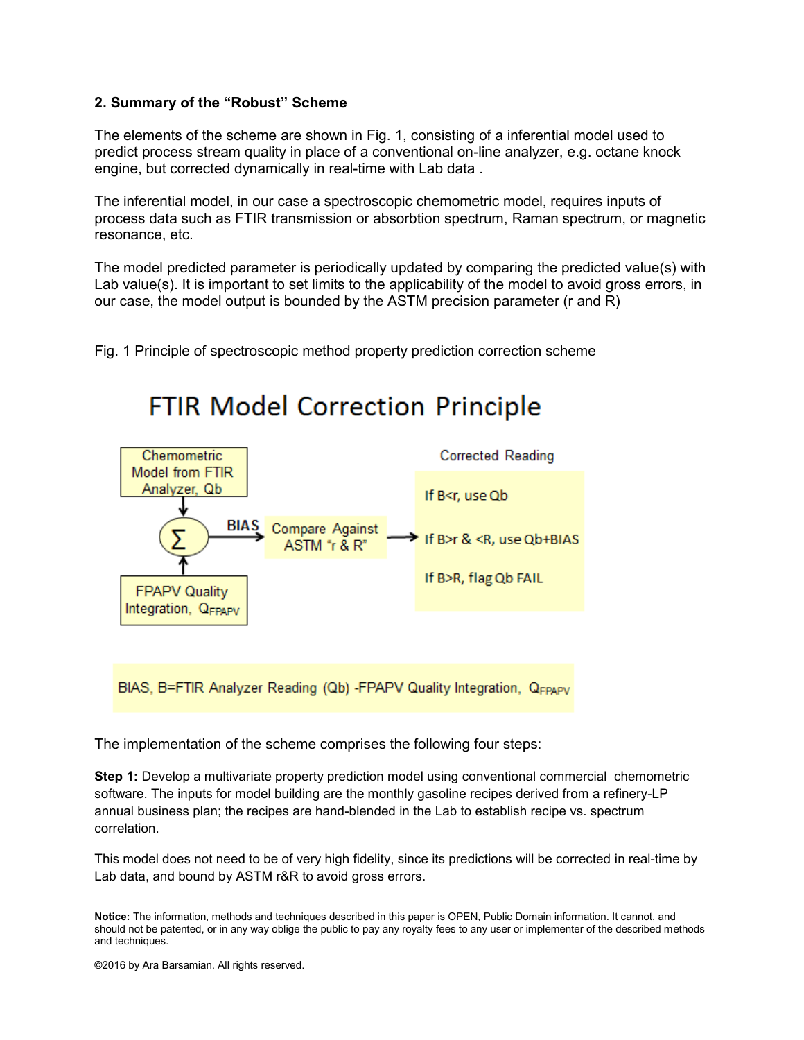**2. Summary of the "Robust" Scheme**

The elements of the scheme are shown in Fig. 1, consisting of a inferential model used to predict process stream quality in place of a conventional on-line analyzer, e.g. octane knock engine, but corrected dynamically in real-time with Lab data .

The inferential model, in our case a spectroscopic chemometric model, requires inputs of process data such as FTIR transmission or absorbtion spectrum, Raman spectrum, or magnetic resonance, etc.

The model predicted parameter is periodically updated by comparing the predicted value(s) with Lab value(s). It is important to set limits to the applicability of the model to avoid gross errors, in our case, the model output is bounded by the ASTM precision parameter (r and R)

Fig. 1 Principle of spectroscopic method property prediction correction scheme

FTIR Model Correction Principle

Chemometric Model from FTIR Analyzer, Qb

FPAPV Quality Integration, $Q_{FPAPV}$

BIAS

Compare Against ASTM "r & R"

Corrected Reading

If B<r, use Qb

If B>r & <R, use Qb+BIAS

If B>R, flag Qb FAIL

BIAS, B=FTIR Analyzer Reading (Qb) -FPAPV Quality Integration, $Q_{FPAPV}$

The implementation of the scheme comprises the following four steps:

**Step 1:** Develop a multivariate property prediction model using conventional commercial chemometric software. The inputs for model building are the monthly gasoline recipes derived from a refinery-LP annual business plan; the recipes are hand-blended in the Lab to establish recipe vs. spectrum correlation.

This model does not need to be of very high fidelity, since its predictions will be corrected in real-time by Lab data, and bound by ASTM r&R to avoid gross errors.

**Notice:** The information, methods and techniques described in this paper is OPEN, Public Domain information. It cannot, and should not be patented, or in any way oblige the public to pay any royalty fees to any user or implementer of the described methods and techniques.

©2016 by Ara Barsamian. All rights reserved.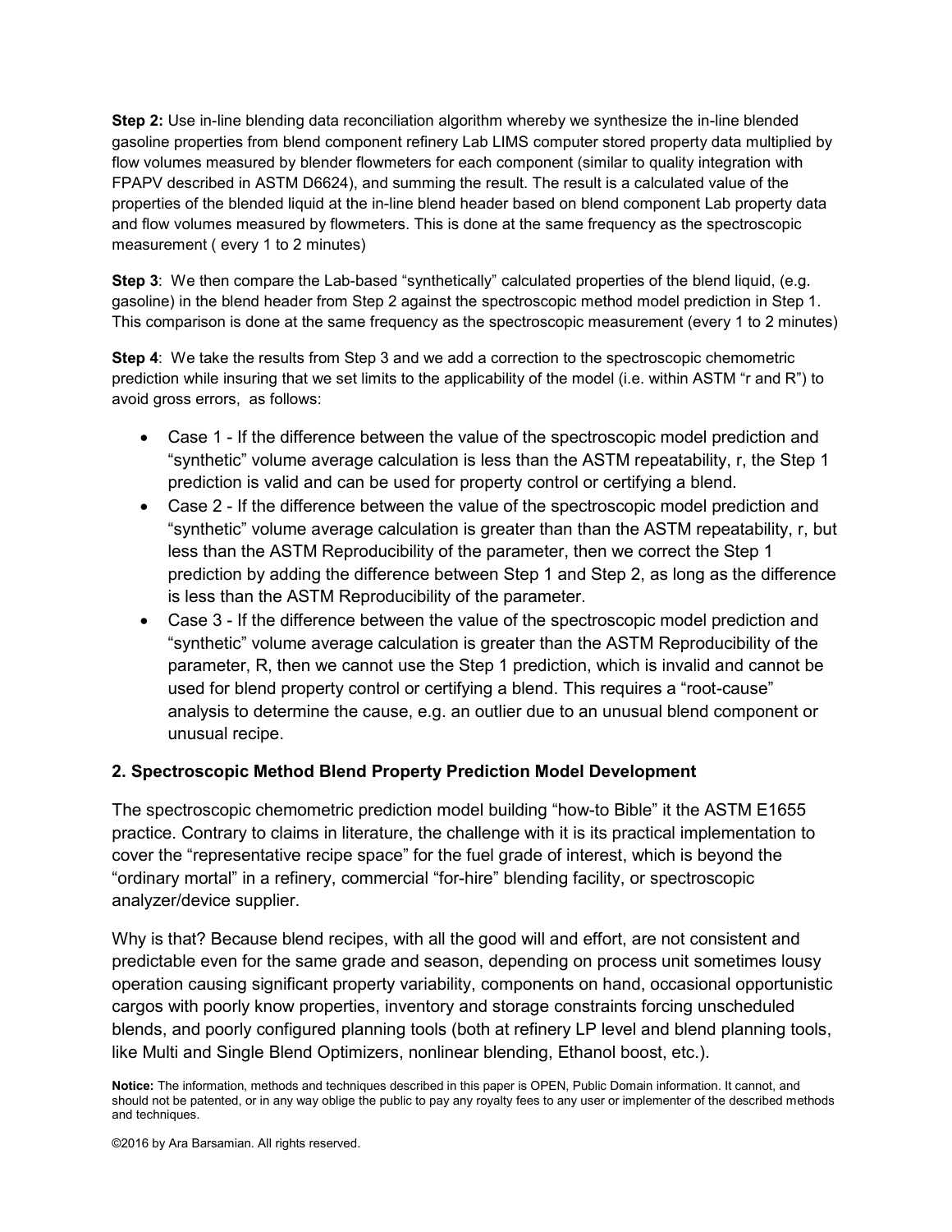**Step 2:** Use in-line blending data reconciliation algorithm whereby we synthesize the in-line blended gasoline properties from blend component refinery Lab LIMS computer stored property data multiplied by flow volumes measured by blender flowmeters for each component (similar to quality integration with FPAPV described in ASTM D6624), and summing the result. The result is a calculated value of the properties of the blended liquid at the in-line blend header based on blend component Lab property data and flow volumes measured by flowmeters. This is done at the same frequency as the spectroscopic measurement ( every 1 to 2 minutes)

**Step 3**: We then compare the Lab-based "synthetically" calculated properties of the blend liquid, (e.g. gasoline) in the blend header from Step 2 against the spectroscopic method model prediction in Step 1. This comparison is done at the same frequency as the spectroscopic measurement (every 1 to 2 minutes)

**Step 4**: We take the results from Step 3 and we add a correction to the spectroscopic chemometric prediction while insuring that we set limits to the applicability of the model (i.e. within ASTM "r and R") to avoid gross errors, as follows:

- Case 1 - If the difference between the value of the spectroscopic model prediction and "synthetic" volume average calculation is less than the ASTM repeatability, r, the Step 1 prediction is valid and can be used for property control or certifying a blend.
- Case 2 - If the difference between the value of the spectroscopic model prediction and "synthetic" volume average calculation is greater than than the ASTM repeatability, r, but less than the ASTM Reproducibility of the parameter, then we correct the Step 1 prediction by adding the difference between Step 1 and Step 2, as long as the difference is less than the ASTM Reproducibility of the parameter.
- Case 3 - If the difference between the value of the spectroscopic model prediction and "synthetic" volume average calculation is greater than the ASTM Reproducibility of the parameter, R, then we cannot use the Step 1 prediction, which is invalid and cannot be used for blend property control or certifying a blend. This requires a "root-cause" analysis to determine the cause, e.g. an outlier due to an unusual blend component or unusual recipe.

## 2. Spectroscopic Method Blend Property Prediction Model Development

The spectroscopic chemometric prediction model building "how-to Bible" it the ASTM E1655 practice. Contrary to claims in literature, the challenge with it is its practical implementation to cover the "representative recipe space" for the fuel grade of interest, which is beyond the "ordinary mortal" in a refinery, commercial "for-hire" blending facility, or spectroscopic analyzer/device supplier.

Why is that? Because blend recipes, with all the good will and effort, are not consistent and predictable even for the same grade and season, depending on process unit sometimes lousy operation causing significant property variability, components on hand, occasional opportunistic cargos with poorly know properties, inventory and storage constraints forcing unscheduled blends, and poorly configured planning tools (both at refinery LP level and blend planning tools, like Multi and Single Blend Optimizers, nonlinear blending, Ethanol boost, etc.).

**Notice:** The information, methods and techniques described in this paper is OPEN, Public Domain information. It cannot, and should not be patented, or in any way oblige the public to pay any royalty fees to any user or implementer of the described methods and techniques.

©2016 by Ara Barsamian. All rights reserved.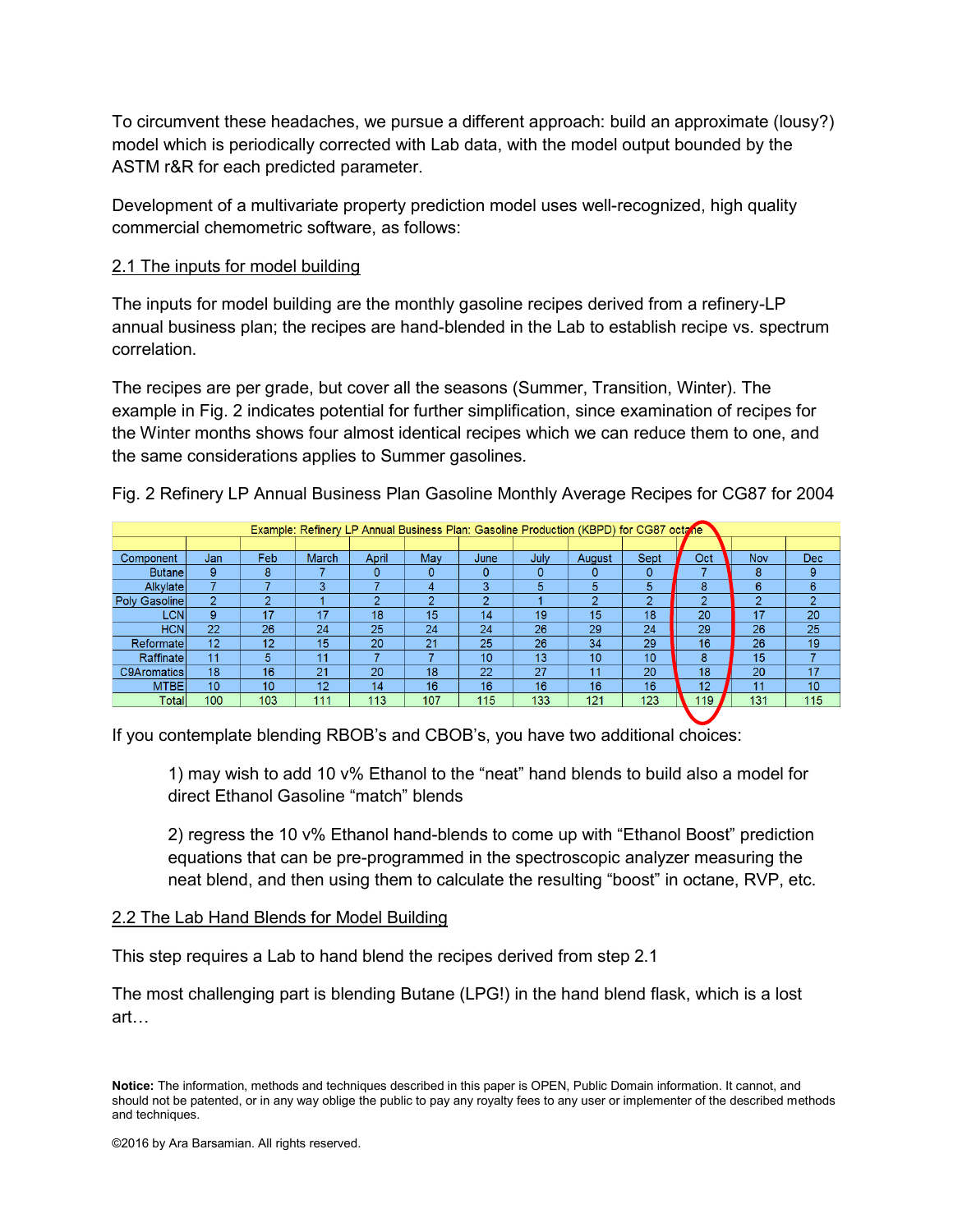To circumvent these headaches, we pursue a different approach: build an approximate (lousy?) model which is periodically corrected with Lab data, with the model output bounded by the ASTM r&R for each predicted parameter.

Development of a multivariate property prediction model uses well-recognized, high quality commercial chemometric software, as follows:

2.1 The inputs for model building

The inputs for model building are the monthly gasoline recipes derived from a refinery-LP annual business plan; the recipes are hand-blended in the Lab to establish recipe vs. spectrum correlation.

The recipes are per grade, but cover all the seasons (Summer, Transition, Winter). The example in Fig. 2 indicates potential for further simplification, since examination of recipes for the Winter months shows four almost identical recipes which we can reduce them to one, and the same considerations applies to Summer gasolines.

Fig. 2 Refinery LP Annual Business Plan Gasoline Monthly Average Recipes for CG87 for 2004

| Example: Refinery LP Annual Business Plan: Gasoline Production (KBPD) for CG87 octane | | | | | | | | | | | | |
|---|---|---|---|---|---|---|---|---|---|---|---|---|
| Component | Jan | Feb | March | April | May | June | July | August | Sept | Oct | Nov | Dec |
| Butane | 9 | 8 | 7 | 0 | 0 | 0 | 0 | 0 | 0 | 7 | 8 | 9 |
| Alkylate | 7 | 7 | 3 | 7 | 4 | 3 | 5 | 5 | 5 | 8 | 6 | 6 |
| Poly Gasoline | 2 | 2 | 1 | 2 | 2 | 2 | 1 | 2 | 2 | 2 | 2 | 2 |
| LCN | 9 | 17 | 17 | 18 | 15 | 14 | 19 | 15 | 18 | 20 | 17 | 20 |
| HCN | 22 | 26 | 24 | 25 | 24 | 24 | 26 | 29 | 24 | 29 | 26 | 25 |
| Reformate | 12 | 12 | 15 | 20 | 21 | 25 | 26 | 34 | 29 | 16 | 26 | 19 |
| Raffinate | 11 | 5 | 11 | 7 | 7 | 10 | 13 | 10 | 10 | 8 | 15 | 7 |
| C9Aromatics | 18 | 16 | 21 | 20 | 18 | 22 | 27 | 11 | 20 | 18 | 20 | 17 |
| MTBE | 10 | 10 | 12 | 14 | 16 | 16 | 16 | 16 | 16 | 12 | 11 | 10 |
| Total | 100 | 103 | 111 | 113 | 107 | 115 | 133 | 121 | 123 | 119 | 131 | 115 |

If you contemplate blending RBOB's and CBOB's, you have two additional choices:

> 1) may wish to add 10 v% Ethanol to the "neat" hand blends to build also a model for direct Ethanol Gasoline "match" blends
>
> 2) regress the 10 v% Ethanol hand-blends to come up with "Ethanol Boost" prediction equations that can be pre-programmed in the spectroscopic analyzer measuring the neat blend, and then using them to calculate the resulting "boost" in octane, RVP, etc.

2.2 The Lab Hand Blends for Model Building

This step requires a Lab to hand blend the recipes derived from step 2.1

The most challenging part is blending Butane (LPG!) in the hand blend flask, which is a lost art…

**Notice:** The information, methods and techniques described in this paper is OPEN, Public Domain information. It cannot, and should not be patented, or in any way oblige the public to pay any royalty fees to any user or implementer of the described methods and techniques.

©2016 by Ara Barsamian. All rights reserved.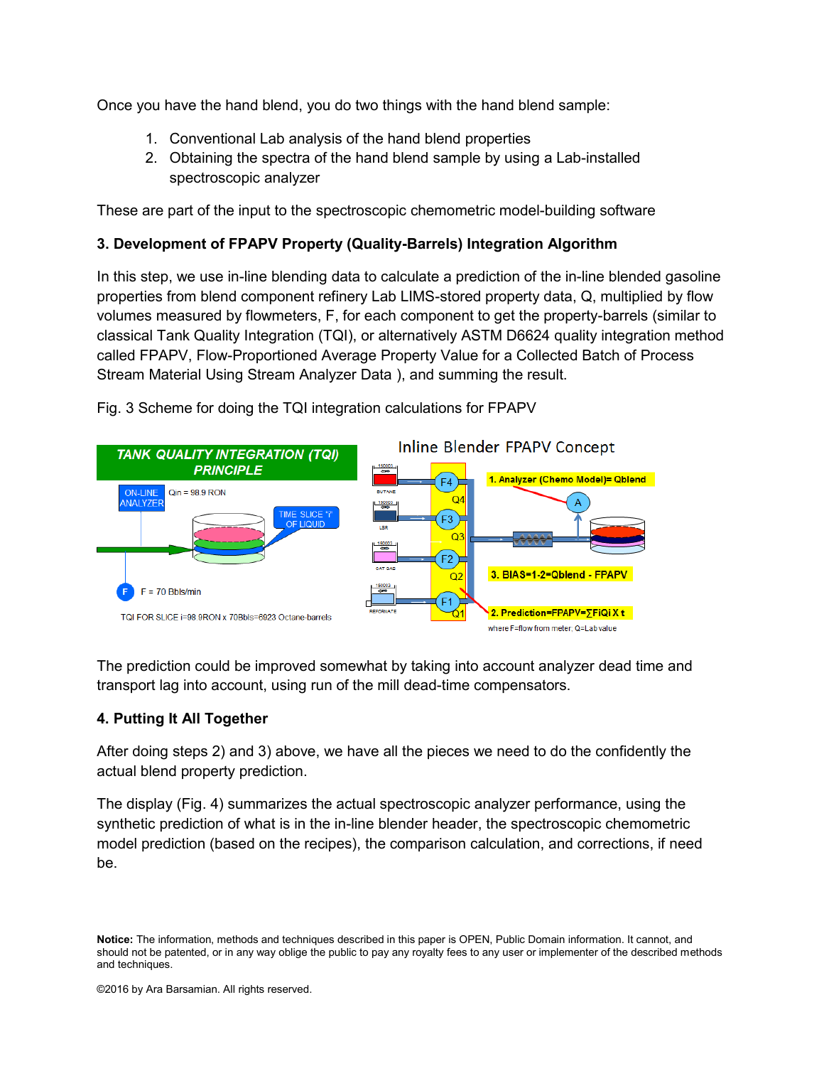Once you have the hand blend, you do two things with the hand blend sample:

1. Conventional Lab analysis of the hand blend properties
2. Obtaining the spectra of the hand blend sample by using a Lab-installed spectroscopic analyzer

These are part of the input to the spectroscopic chemometric model-building software

### 3. Development of FPAPV Property (Quality-Barrels) Integration Algorithm

In this step, we use in-line blending data to calculate a prediction of the in-line blended gasoline properties from blend component refinery Lab LIMS-stored property data, Q, multiplied by flow volumes measured by flowmeters, F, for each component to get the property-barrels (similar to classical Tank Quality Integration (TQI), or alternatively ASTM D6624 quality integration method called FPAPV, Flow-Proportioned Average Property Value for a Collected Batch of Process Stream Material Using Stream Analyzer Data ), and summing the result.

Fig. 3 Scheme for doing the TQI integration calculations for FPAPV

The prediction could be improved somewhat by taking into account analyzer dead time and transport lag into account, using run of the mill dead-time compensators.

### 4. Putting It All Together

After doing steps 2) and 3) above, we have all the pieces we need to do the confidently the actual blend property prediction.

The display (Fig. 4) summarizes the actual spectroscopic analyzer performance, using the synthetic prediction of what is in the in-line blender header, the spectroscopic chemometric model prediction (based on the recipes), the comparison calculation, and corrections, if need be.

**Notice:** The information, methods and techniques described in this paper is OPEN, Public Domain information. It cannot, and should not be patented, or in any way oblige the public to pay any royalty fees to any user or implementer of the described methods and techniques.

©2016 by Ara Barsamian. All rights reserved.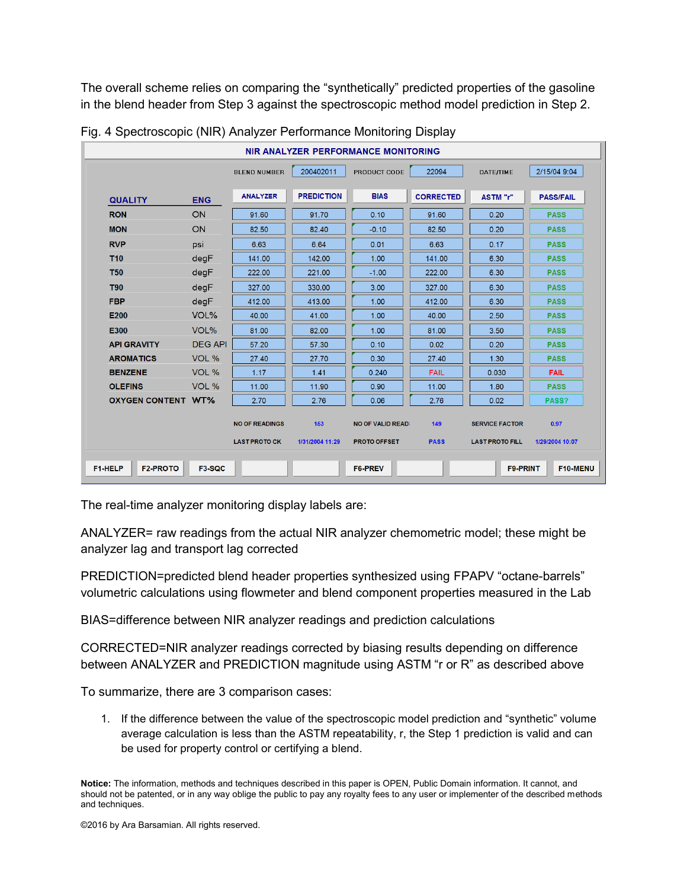The overall scheme relies on comparing the “synthetically” predicted properties of the gasoline in the blend header from Step 3 against the spectroscopic method model prediction in Step 2.

Fig. 4 Spectroscopic (NIR) Analyzer Performance Monitoring Display

**NIR ANALYZER PERFORMANCE MONITORING**

BLEND NUMBER: 200402011 | PRODUCT CODE: 22094 | DATE/TIME: 2/15/04 9:04

| QUALITY | ENG | ANALYZER | PREDICTION | BIAS | CORRECTED | ASTM "r" | PASS/FAIL |
|---|---|---|---|---|---|---|---|
| RON | ON | 91.60 | 91.70 | 0.10 | 91.60 | 0.20 | PASS |
| MON | ON | 82.50 | 82.40 | -0.10 | 82.50 | 0.20 | PASS |
| RVP | psi | 6.63 | 6.64 | 0.01 | 6.63 | 0.17 | PASS |
| T10 | degF | 141.00 | 142.00 | 1.00 | 141.00 | 6.30 | PASS |
| T50 | degF | 222.00 | 221.00 | -1.00 | 222.00 | 6.30 | PASS |
| T90 | degF | 327.00 | 330.00 | 3.00 | 327.00 | 6.30 | PASS |
| FBP | degF | 412.00 | 413.00 | 1.00 | 412.00 | 6.30 | PASS |
| E200 | VOL% | 40.00 | 41.00 | 1.00 | 40.00 | 2.50 | PASS |
| E300 | VOL% | 81.00 | 82.00 | 1.00 | 81.00 | 3.50 | PASS |
| API GRAVITY | DEG API | 57.20 | 57.30 | 0.10 | 0.02 | 0.20 | PASS |
| AROMATICS | VOL % | 27.40 | 27.70 | 0.30 | 27.40 | 1.30 | PASS |
| BENZENE | VOL % | 1.17 | 1.41 | 0.240 | FAIL | 0.030 | FAIL |
| OLEFINS | VOL % | 11.00 | 11.90 | 0.90 | 11.00 | 1.80 | PASS |
| OXYGEN CONTENT | WT% | 2.70 | 2.76 | 0.06 | 2.76 | 0.02 | PASS? |

NO OF READINGS: 153 | NO OF VALID READ: 149 | SERVICE FACTOR: 0.97

LAST PROTO CK: 1/31/2004 11:29 | PROTO OFFSET: PASS | LAST PROTO FILL: 1/29/2004 10:07

F1-HELP | F2-PROTO | F3-SQC | F6-PREV | F9-PRINT | F10-MENU

The real-time analyzer monitoring display labels are:

ANALYZER= raw readings from the actual NIR analyzer chemometric model; these might be analyzer lag and transport lag corrected

PREDICTION=predicted blend header properties synthesized using FPAPV “octane-barrels” volumetric calculations using flowmeter and blend component properties measured in the Lab

BIAS=difference between NIR analyzer readings and prediction calculations

CORRECTED=NIR analyzer readings corrected by biasing results depending on difference between ANALYZER and PREDICTION magnitude using ASTM “r or R” as described above

To summarize, there are 3 comparison cases:

1. If the difference between the value of the spectroscopic model prediction and “synthetic” volume average calculation is less than the ASTM repeatability, r, the Step 1 prediction is valid and can be used for property control or certifying a blend.

**Notice:** The information, methods and techniques described in this paper is OPEN, Public Domain information. It cannot, and should not be patented, or in any way oblige the public to pay any royalty fees to any user or implementer of the described methods and techniques.

©2016 by Ara Barsamian. All rights reserved.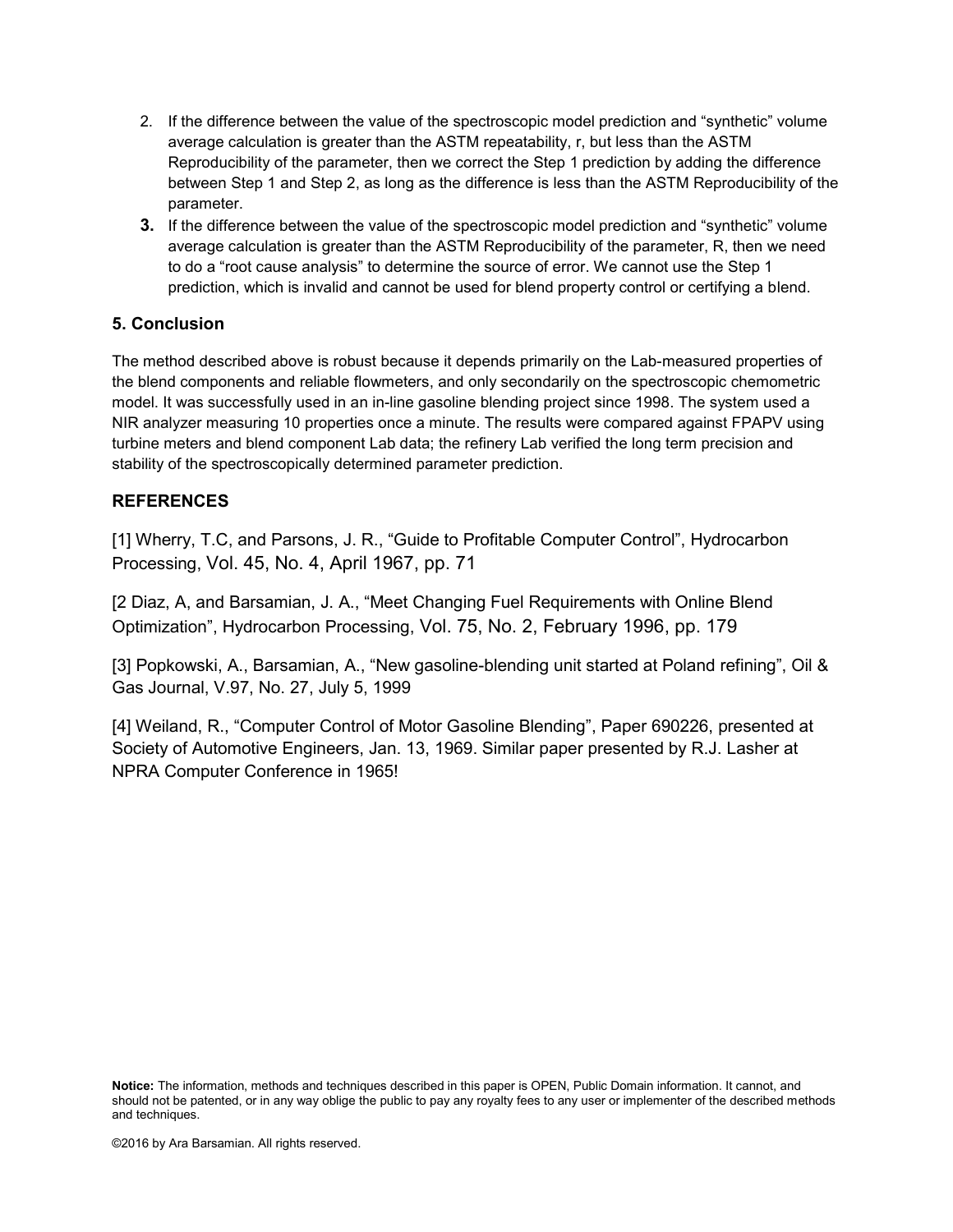2. If the difference between the value of the spectroscopic model prediction and "synthetic" volume average calculation is greater than the ASTM repeatability, r, but less than the ASTM Reproducibility of the parameter, then we correct the Step 1 prediction by adding the difference between Step 1 and Step 2, as long as the difference is less than the ASTM Reproducibility of the parameter.
3. If the difference between the value of the spectroscopic model prediction and "synthetic" volume average calculation is greater than the ASTM Reproducibility of the parameter, R, then we need to do a "root cause analysis" to determine the source of error. We cannot use the Step 1 prediction, which is invalid and cannot be used for blend property control or certifying a blend.

## 5. Conclusion

The method described above is robust because it depends primarily on the Lab-measured properties of the blend components and reliable flowmeters, and only secondarily on the spectroscopic chemometric model. It was successfully used in an in-line gasoline blending project since 1998. The system used a NIR analyzer measuring 10 properties once a minute. The results were compared against FPAPV using turbine meters and blend component Lab data; the refinery Lab verified the long term precision and stability of the spectroscopically determined parameter prediction.

## REFERENCES

[1] Wherry, T.C, and Parsons, J. R., "Guide to Profitable Computer Control", Hydrocarbon Processing, Vol. 45, No. 4, April 1967, pp. 71

[2 Diaz, A, and Barsamian, J. A., "Meet Changing Fuel Requirements with Online Blend Optimization", Hydrocarbon Processing, Vol. 75, No. 2, February 1996, pp. 179

[3] Popkowski, A., Barsamian, A., "New gasoline-blending unit started at Poland refining", Oil & Gas Journal, V.97, No. 27, July 5, 1999

[4] Weiland, R., "Computer Control of Motor Gasoline Blending", Paper 690226, presented at Society of Automotive Engineers, Jan. 13, 1969. Similar paper presented by R.J. Lasher at NPRA Computer Conference in 1965!

**Notice:** The information, methods and techniques described in this paper is OPEN, Public Domain information. It cannot, and should not be patented, or in any way oblige the public to pay any royalty fees to any user or implementer of the described methods and techniques.

©2016 by Ara Barsamian. All rights reserved.